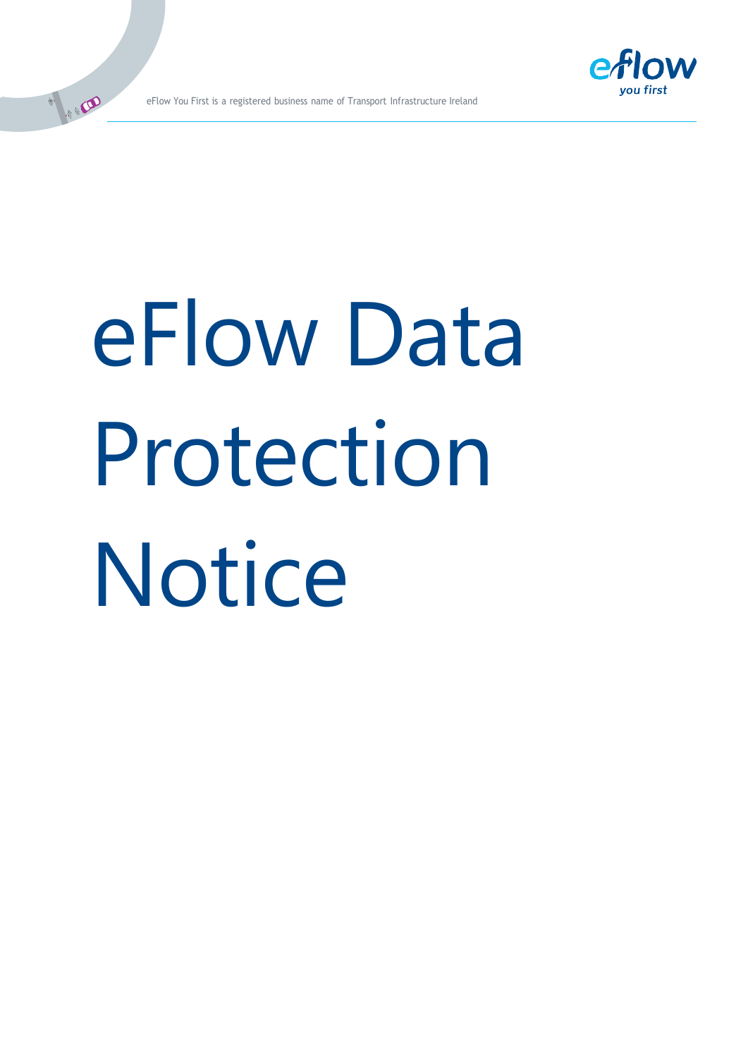eFlow You First is a registered business name of Transport Infrastructure Ireland

# eFlow Data Protection Notice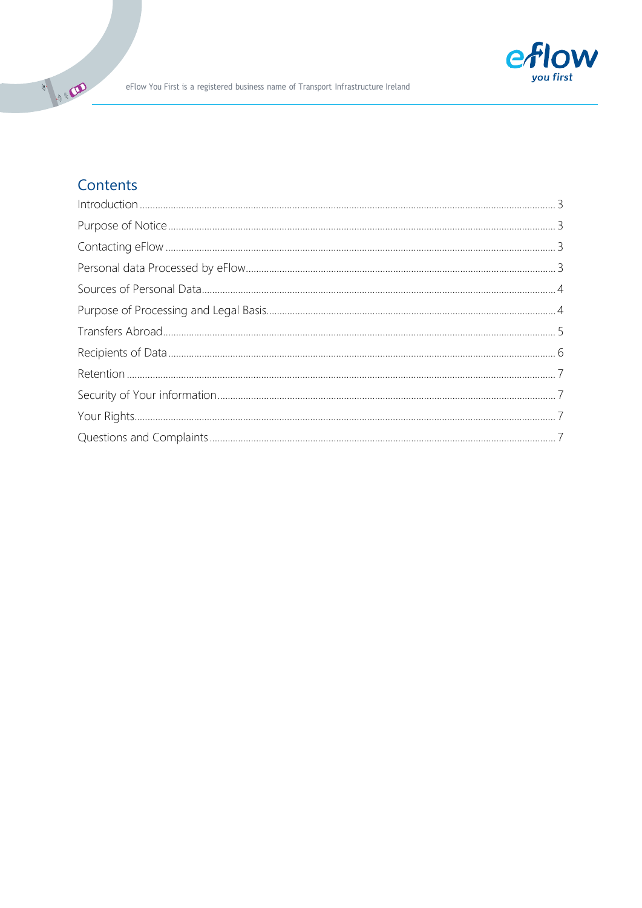## Contents

- Introduction ..... 3
- Purpose of Notice ..... 3
- Contacting eFlow ..... 3
- Personal data Processed by eFlow ..... 3
- Sources of Personal Data ..... 4
- Purpose of Processing and Legal Basis ..... 4
- Transfers Abroad ..... 5
- Recipients of Data ..... 6
- Retention ..... 7
- Security of Your information ..... 7
- Your Rights ..... 7
- Questions and Complaints ..... 7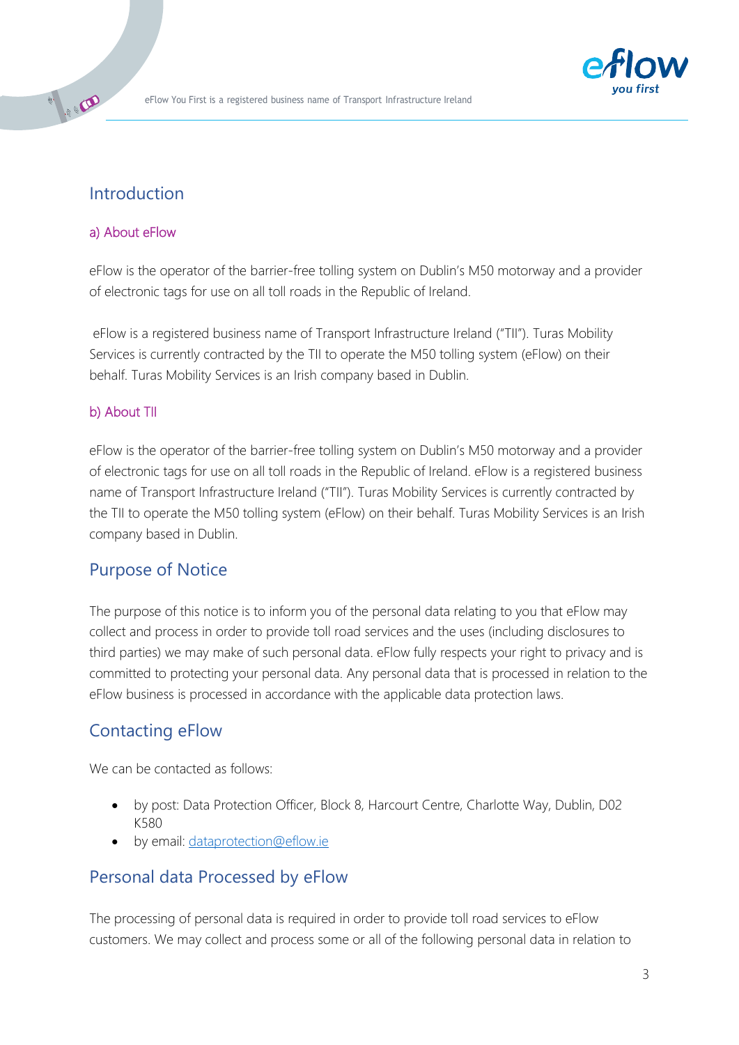## Introduction

### a) About eFlow

eFlow is the operator of the barrier-free tolling system on Dublin's M50 motorway and a provider of electronic tags for use on all toll roads in the Republic of Ireland.

eFlow is a registered business name of Transport Infrastructure Ireland ("TII"). Turas Mobility Services is currently contracted by the TII to operate the M50 tolling system (eFlow) on their behalf. Turas Mobility Services is an Irish company based in Dublin.

### b) About TII

eFlow is the operator of the barrier-free tolling system on Dublin's M50 motorway and a provider of electronic tags for use on all toll roads in the Republic of Ireland. eFlow is a registered business name of Transport Infrastructure Ireland ("TII"). Turas Mobility Services is currently contracted by the TII to operate the M50 tolling system (eFlow) on their behalf. Turas Mobility Services is an Irish company based in Dublin.

## Purpose of Notice

The purpose of this notice is to inform you of the personal data relating to you that eFlow may collect and process in order to provide toll road services and the uses (including disclosures to third parties) we may make of such personal data. eFlow fully respects your right to privacy and is committed to protecting your personal data. Any personal data that is processed in relation to the eFlow business is processed in accordance with the applicable data protection laws.

## Contacting eFlow

We can be contacted as follows:

- by post: Data Protection Officer, Block 8, Harcourt Centre, Charlotte Way, Dublin, D02 K580
- by email: dataprotection@eflow.ie

## Personal data Processed by eFlow

The processing of personal data is required in order to provide toll road services to eFlow customers. We may collect and process some or all of the following personal data in relation to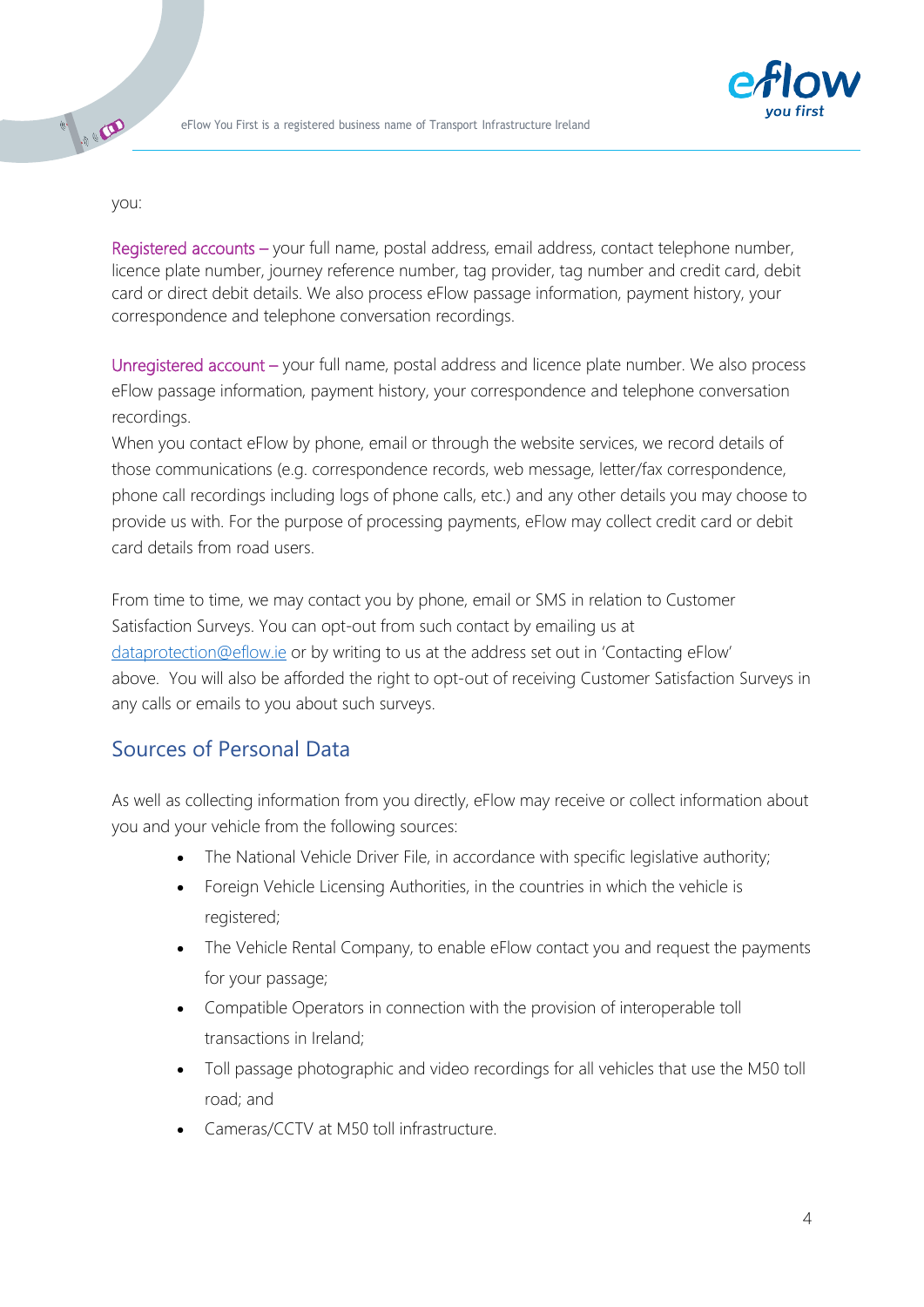you:

Registered accounts – your full name, postal address, email address, contact telephone number, licence plate number, journey reference number, tag provider, tag number and credit card, debit card or direct debit details. We also process eFlow passage information, payment history, your correspondence and telephone conversation recordings.

Unregistered account – your full name, postal address and licence plate number. We also process eFlow passage information, payment history, your correspondence and telephone conversation recordings.

When you contact eFlow by phone, email or through the website services, we record details of those communications (e.g. correspondence records, web message, letter/fax correspondence, phone call recordings including logs of phone calls, etc.) and any other details you may choose to provide us with. For the purpose of processing payments, eFlow may collect credit card or debit card details from road users.

From time to time, we may contact you by phone, email or SMS in relation to Customer Satisfaction Surveys. You can opt-out from such contact by emailing us at dataprotection@eflow.ie or by writing to us at the address set out in 'Contacting eFlow' above. You will also be afforded the right to opt-out of receiving Customer Satisfaction Surveys in any calls or emails to you about such surveys.

## Sources of Personal Data

As well as collecting information from you directly, eFlow may receive or collect information about you and your vehicle from the following sources:

- The National Vehicle Driver File, in accordance with specific legislative authority;
- Foreign Vehicle Licensing Authorities, in the countries in which the vehicle is registered;
- The Vehicle Rental Company, to enable eFlow contact you and request the payments for your passage;
- Compatible Operators in connection with the provision of interoperable toll transactions in Ireland;
- Toll passage photographic and video recordings for all vehicles that use the M50 toll road; and
- Cameras/CCTV at M50 toll infrastructure.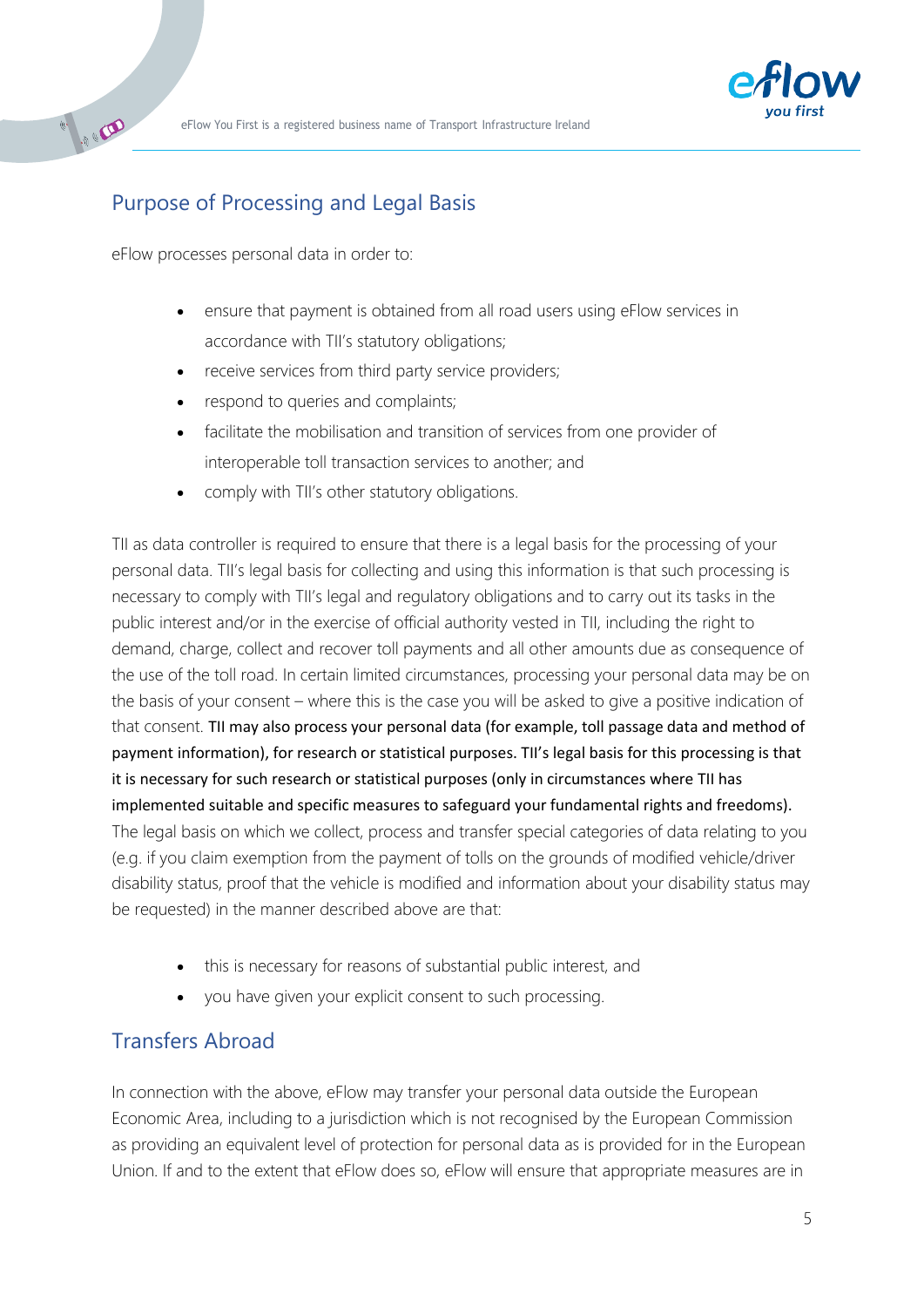## Purpose of Processing and Legal Basis

eFlow processes personal data in order to:

- ensure that payment is obtained from all road users using eFlow services in accordance with TII's statutory obligations;
- receive services from third party service providers;
- respond to queries and complaints;
- facilitate the mobilisation and transition of services from one provider of interoperable toll transaction services to another; and
- comply with TII's other statutory obligations.

TII as data controller is required to ensure that there is a legal basis for the processing of your personal data. TII's legal basis for collecting and using this information is that such processing is necessary to comply with TII's legal and regulatory obligations and to carry out its tasks in the public interest and/or in the exercise of official authority vested in TII, including the right to demand, charge, collect and recover toll payments and all other amounts due as consequence of the use of the toll road. In certain limited circumstances, processing your personal data may be on the basis of your consent – where this is the case you will be asked to give a positive indication of that consent. TII may also process your personal data (for example, toll passage data and method of payment information), for research or statistical purposes. TII's legal basis for this processing is that it is necessary for such research or statistical purposes (only in circumstances where TII has implemented suitable and specific measures to safeguard your fundamental rights and freedoms). The legal basis on which we collect, process and transfer special categories of data relating to you (e.g. if you claim exemption from the payment of tolls on the grounds of modified vehicle/driver disability status, proof that the vehicle is modified and information about your disability status may be requested) in the manner described above are that:

- this is necessary for reasons of substantial public interest, and
- you have given your explicit consent to such processing.

## Transfers Abroad

In connection with the above, eFlow may transfer your personal data outside the European Economic Area, including to a jurisdiction which is not recognised by the European Commission as providing an equivalent level of protection for personal data as is provided for in the European Union. If and to the extent that eFlow does so, eFlow will ensure that appropriate measures are in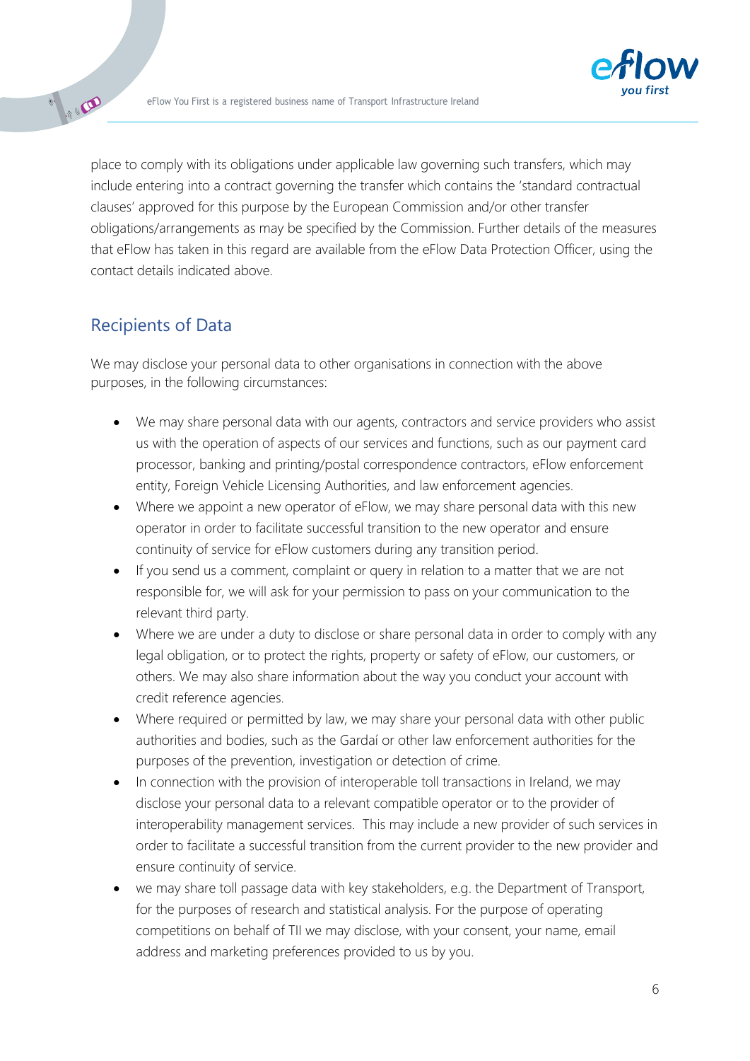place to comply with its obligations under applicable law governing such transfers, which may include entering into a contract governing the transfer which contains the 'standard contractual clauses' approved for this purpose by the European Commission and/or other transfer obligations/arrangements as may be specified by the Commission. Further details of the measures that eFlow has taken in this regard are available from the eFlow Data Protection Officer, using the contact details indicated above.

## Recipients of Data

We may disclose your personal data to other organisations in connection with the above purposes, in the following circumstances:

- We may share personal data with our agents, contractors and service providers who assist us with the operation of aspects of our services and functions, such as our payment card processor, banking and printing/postal correspondence contractors, eFlow enforcement entity, Foreign Vehicle Licensing Authorities, and law enforcement agencies.
- Where we appoint a new operator of eFlow, we may share personal data with this new operator in order to facilitate successful transition to the new operator and ensure continuity of service for eFlow customers during any transition period.
- If you send us a comment, complaint or query in relation to a matter that we are not responsible for, we will ask for your permission to pass on your communication to the relevant third party.
- Where we are under a duty to disclose or share personal data in order to comply with any legal obligation, or to protect the rights, property or safety of eFlow, our customers, or others. We may also share information about the way you conduct your account with credit reference agencies.
- Where required or permitted by law, we may share your personal data with other public authorities and bodies, such as the Gardaí or other law enforcement authorities for the purposes of the prevention, investigation or detection of crime.
- In connection with the provision of interoperable toll transactions in Ireland, we may disclose your personal data to a relevant compatible operator or to the provider of interoperability management services. This may include a new provider of such services in order to facilitate a successful transition from the current provider to the new provider and ensure continuity of service.
- we may share toll passage data with key stakeholders, e.g. the Department of Transport, for the purposes of research and statistical analysis. For the purpose of operating competitions on behalf of TII we may disclose, with your consent, your name, email address and marketing preferences provided to us by you.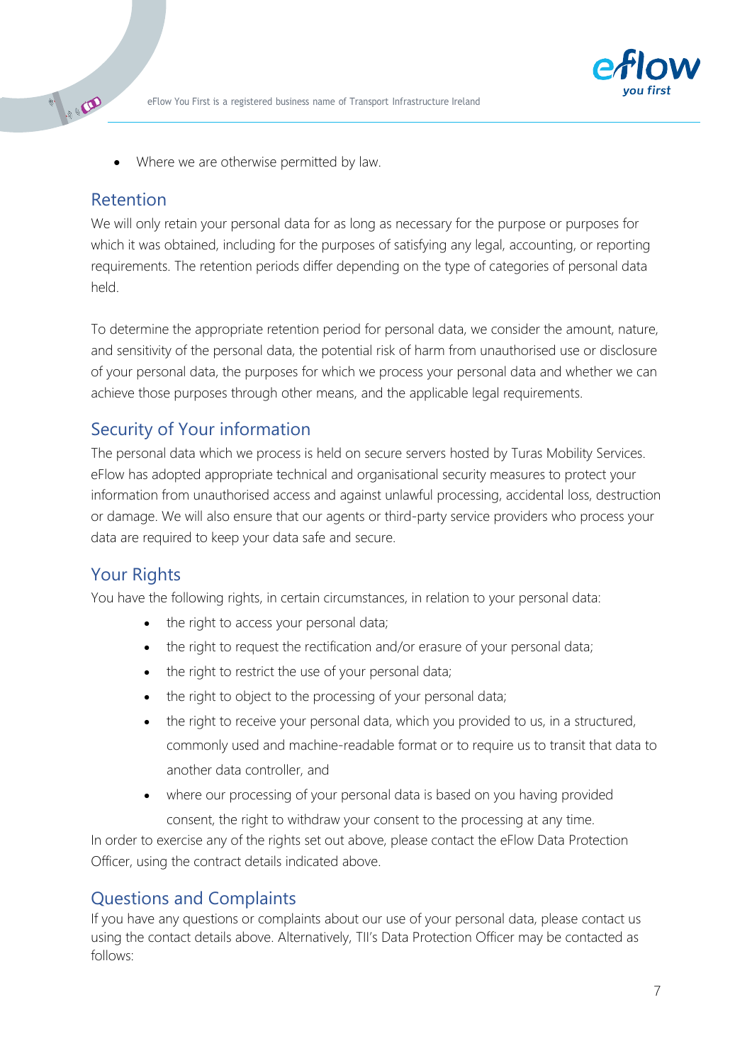- Where we are otherwise permitted by law.

## Retention

We will only retain your personal data for as long as necessary for the purpose or purposes for which it was obtained, including for the purposes of satisfying any legal, accounting, or reporting requirements. The retention periods differ depending on the type of categories of personal data held.

To determine the appropriate retention period for personal data, we consider the amount, nature, and sensitivity of the personal data, the potential risk of harm from unauthorised use or disclosure of your personal data, the purposes for which we process your personal data and whether we can achieve those purposes through other means, and the applicable legal requirements.

## Security of Your information

The personal data which we process is held on secure servers hosted by Turas Mobility Services. eFlow has adopted appropriate technical and organisational security measures to protect your information from unauthorised access and against unlawful processing, accidental loss, destruction or damage. We will also ensure that our agents or third-party service providers who process your data are required to keep your data safe and secure.

## Your Rights

You have the following rights, in certain circumstances, in relation to your personal data:

- the right to access your personal data;
- the right to request the rectification and/or erasure of your personal data;
- the right to restrict the use of your personal data;
- the right to object to the processing of your personal data;
- the right to receive your personal data, which you provided to us, in a structured, commonly used and machine-readable format or to require us to transit that data to another data controller, and
- where our processing of your personal data is based on you having provided consent, the right to withdraw your consent to the processing at any time.

In order to exercise any of the rights set out above, please contact the eFlow Data Protection Officer, using the contract details indicated above.

## Questions and Complaints

If you have any questions or complaints about our use of your personal data, please contact us using the contact details above. Alternatively, TII's Data Protection Officer may be contacted as follows: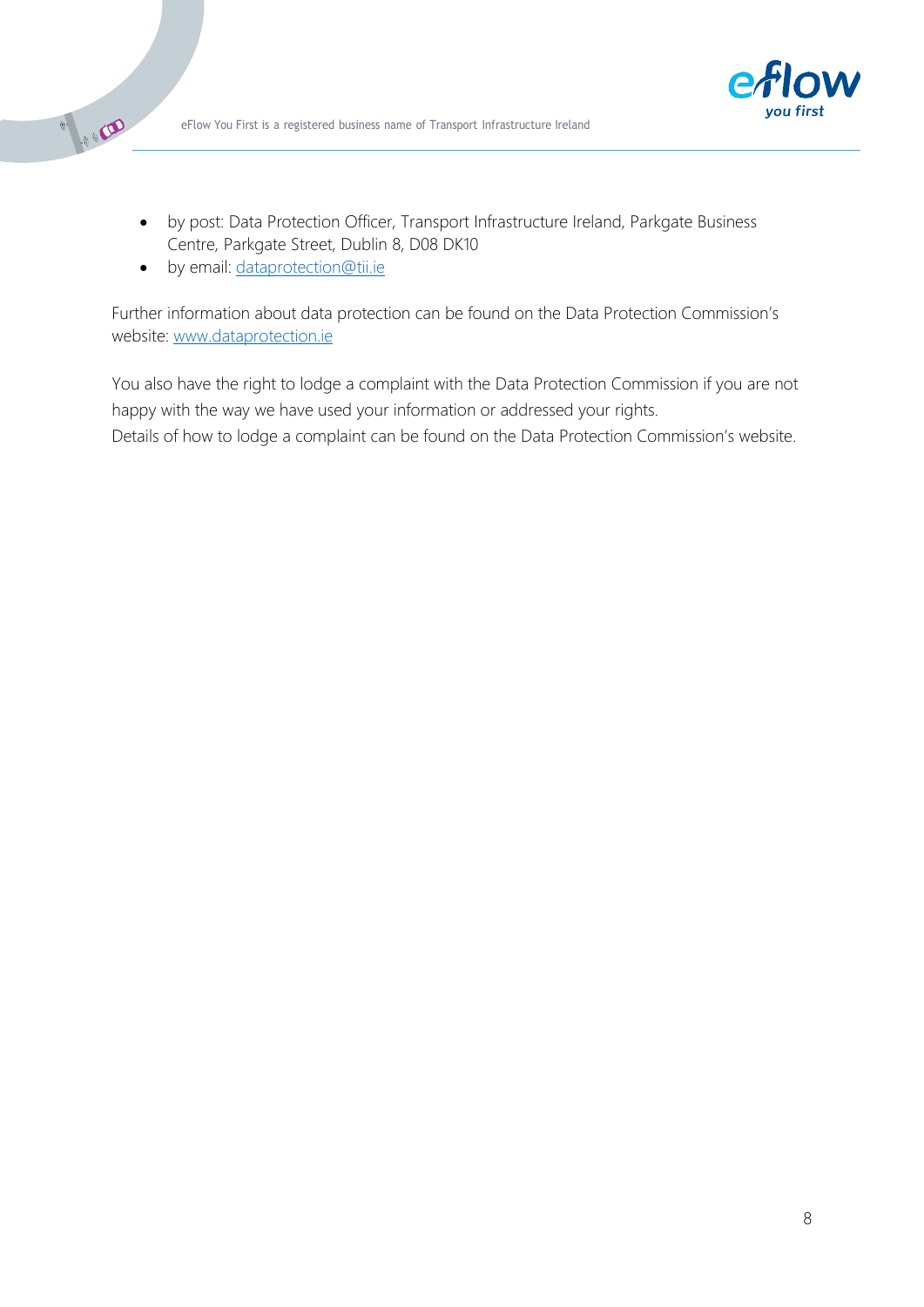- by post: Data Protection Officer, Transport Infrastructure Ireland, Parkgate Business Centre, Parkgate Street, Dublin 8, D08 DK10
- by email: [dataprotection@tii.ie](mailto:dataprotection@tii.ie)

Further information about data protection can be found on the Data Protection Commission's website: [www.dataprotection.ie](http://www.dataprotection.ie)

You also have the right to lodge a complaint with the Data Protection Commission if you are not happy with the way we have used your information or addressed your rights.
Details of how to lodge a complaint can be found on the Data Protection Commission's website.